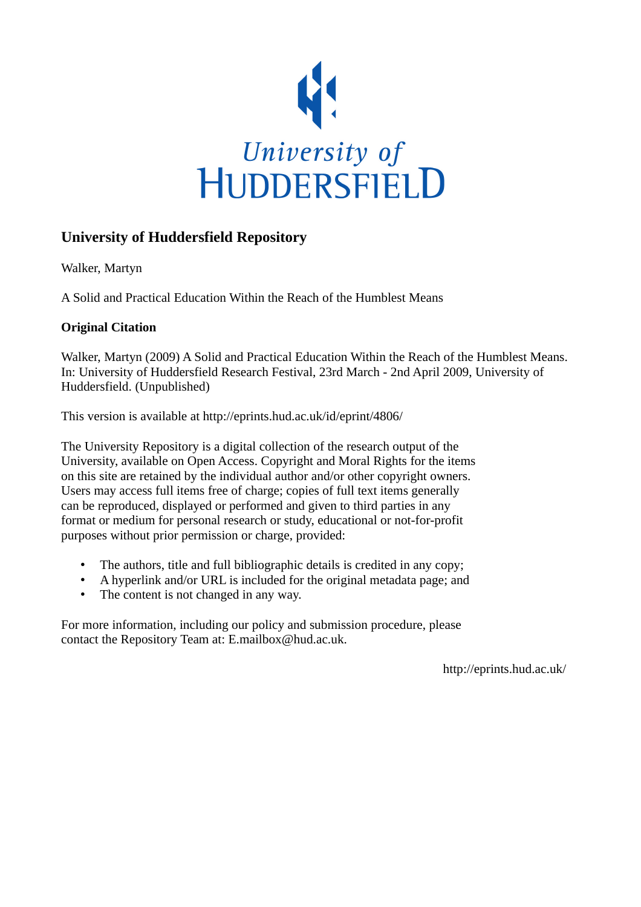University of
HUDDERSFIELD

# University of Huddersfield Repository

Walker, Martyn

A Solid and Practical Education Within the Reach of the Humblest Means

**Original Citation**

Walker, Martyn (2009) A Solid and Practical Education Within the Reach of the Humblest Means. In: University of Huddersfield Research Festival, 23rd March - 2nd April 2009, University of Huddersfield. (Unpublished)

This version is available at http://eprints.hud.ac.uk/id/eprint/4806/

The University Repository is a digital collection of the research output of the University, available on Open Access. Copyright and Moral Rights for the items on this site are retained by the individual author and/or other copyright owners. Users may access full items free of charge; copies of full text items generally can be reproduced, displayed or performed and given to third parties in any format or medium for personal research or study, educational or not-for-profit purposes without prior permission or charge, provided:

- The authors, title and full bibliographic details is credited in any copy;
- A hyperlink and/or URL is included for the original metadata page; and
- The content is not changed in any way.

For more information, including our policy and submission procedure, please contact the Repository Team at: E.mailbox@hud.ac.uk.

http://eprints.hud.ac.uk/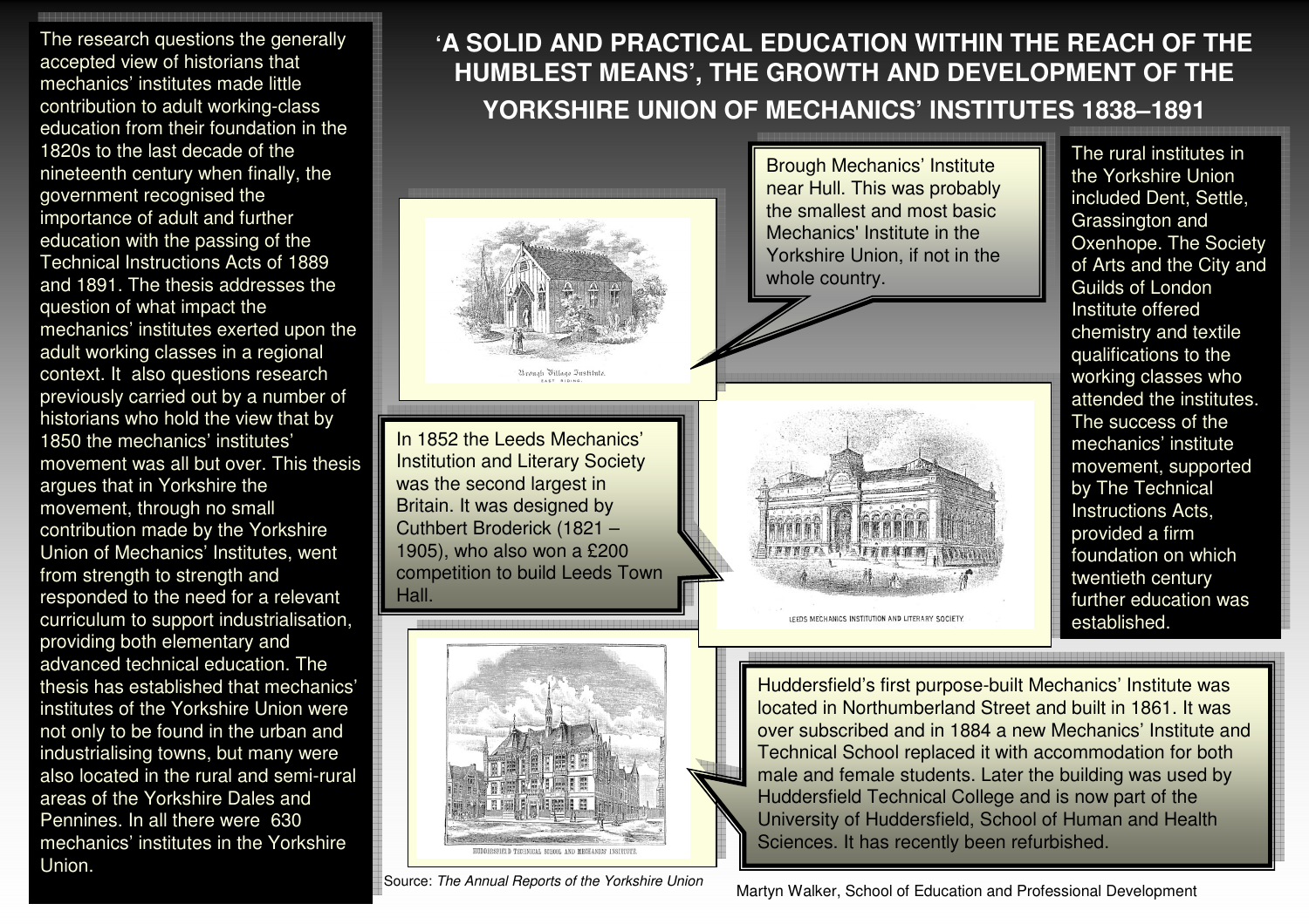# 'A SOLID AND PRACTICAL EDUCATION WITHIN THE REACH OF THE HUMBLEST MEANS', THE GROWTH AND DEVELOPMENT OF THE YORKSHIRE UNION OF MECHANICS' INSTITUTES 1838–1891

The research questions the generally accepted view of historians that mechanics' institutes made little contribution to adult working-class education from their foundation in the 1820s to the last decade of the nineteenth century when finally, the government recognised the importance of adult and further education with the passing of the Technical Instructions Acts of 1889 and 1891. The thesis addresses the question of what impact the mechanics' institutes exerted upon the adult working classes in a regional context. It also questions research previously carried out by a number of historians who hold the view that by 1850 the mechanics' institutes' movement was all but over. This thesis argues that in Yorkshire the movement, through no small contribution made by the Yorkshire Union of Mechanics' Institutes, went from strength to strength and responded to the need for a relevant curriculum to support industrialisation, providing both elementary and advanced technical education. The thesis has established that mechanics' institutes of the Yorkshire Union were not only to be found in the urban and industrialising towns, but many were also located in the rural and semi-rural areas of the Yorkshire Dales and Pennines. In all there were 630 mechanics' institutes in the Yorkshire Union.

Brough Village Institute. East Riding.

Brough Mechanics' Institute near Hull. This was probably the smallest and most basic Mechanics' Institute in the Yorkshire Union, if not in the whole country.

The rural institutes in the Yorkshire Union included Dent, Settle, Grassington and Oxenhope. The Society of Arts and the City and Guilds of London Institute offered chemistry and textile qualifications to the working classes who attended the institutes. The success of the mechanics' institute movement, supported by The Technical Instructions Acts, provided a firm foundation on which twentieth century further education was established.

In 1852 the Leeds Mechanics' Institution and Literary Society was the second largest in Britain. It was designed by Cuthbert Broderick (1821 – 1905), who also won a £200 competition to build Leeds Town Hall.

LEEDS MECHANICS INSTITUTION AND LITERARY SOCIETY.

Huddersfield Technical School and Mechanics' Institute.

Huddersfield's first purpose-built Mechanics' Institute was located in Northumberland Street and built in 1861. It was over subscribed and in 1884 a new Mechanics' Institute and Technical School replaced it with accommodation for both male and female students. Later the building was used by Huddersfield Technical College and is now part of the University of Huddersfield, School of Human and Health Sciences. It has recently been refurbished.

Source: *The Annual Reports of the Yorkshire Union*

Martyn Walker, School of Education and Professional Development